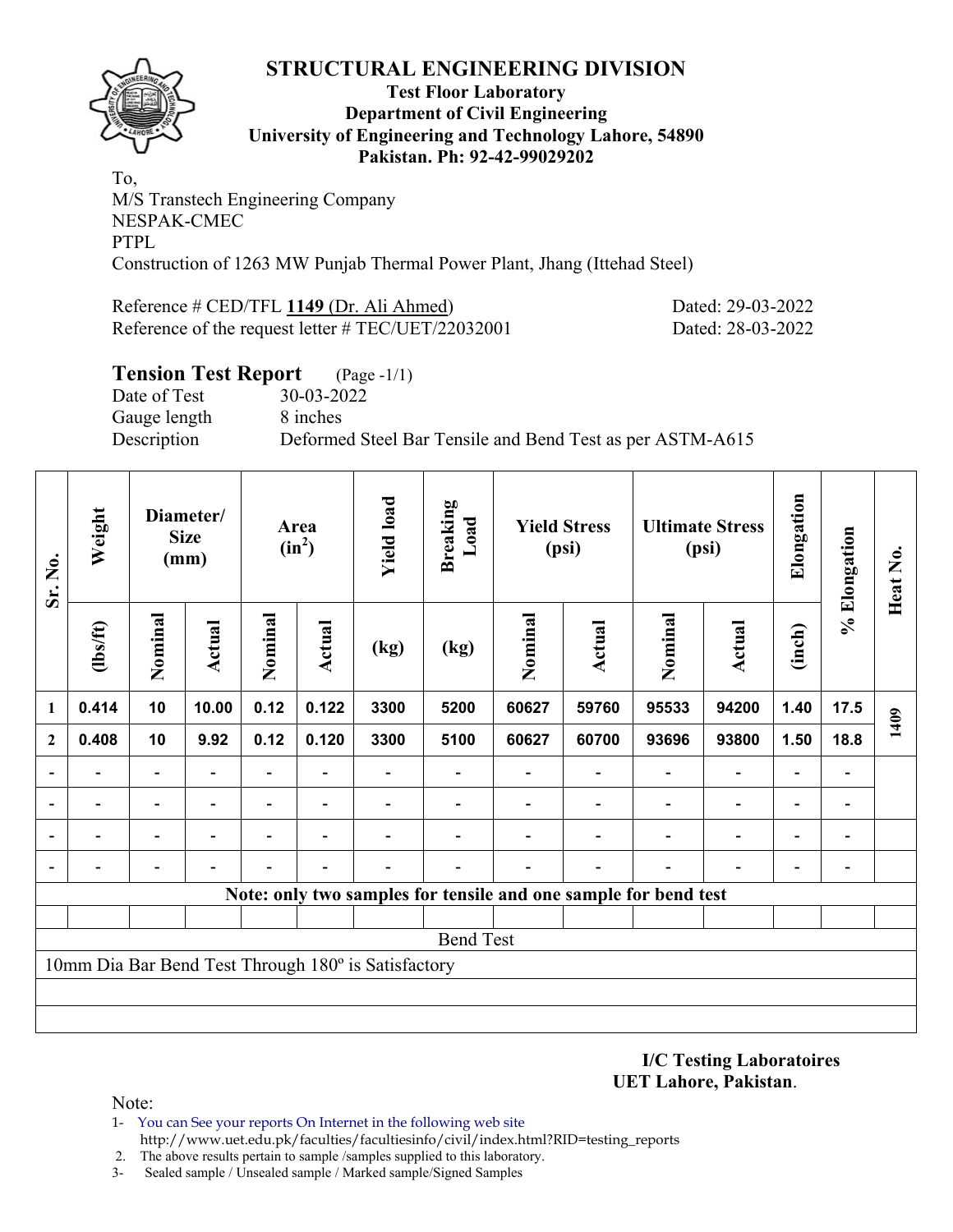# STRUCTURAL ENGINEERING DIVISION

**Test Floor Laboratory**
**Department of Civil Engineering**
**University of Engineering and Technology Lahore, 54890**
**Pakistan. Ph: 92-42-99029202**

To,
M/S Transtech Engineering Company
NESPAK-CMEC
PTPL
Construction of 1263 MW Punjab Thermal Power Plant, Jhang (Ittehad Steel)

Reference # CED/TFL **1149** (Dr. Ali Ahmed) Dated: 29-03-2022
Reference of the request letter # TEC/UET/22032001 Dated: 28-03-2022

## Tension Test Report (Page -1/1)

Date of Test 30-03-2022
Gauge length 8 inches
Description Deformed Steel Bar Tensile and Bend Test as per ASTM-A615

| Sr. No. | Weight | Diameter/ Size (mm) | | Area ($in^2$) | | Yield load | Breaking Load | Yield Stress (psi) | | Ultimate Stress (psi) | | Elongation | % Elongation | Heat No. |
|---|---|---|---|---|---|---|---|---|---|---|---|---|---|---|
| | (lbs/ft) | Nominal | Actual | Nominal | Actual | (kg) | (kg) | Nominal | Actual | Nominal | Actual | (inch) | | |
| 1 | 0.414 | 10 | 10.00 | 0.12 | 0.122 | 3300 | 5200 | 60627 | 59760 | 95533 | 94200 | 1.40 | 17.5 | 1409 |
| 2 | 0.408 | 10 | 9.92 | 0.12 | 0.120 | 3300 | 5100 | 60627 | 60700 | 93696 | 93800 | 1.50 | 18.8 | |
| - | - | - | - | - | - | - | - | - | - | - | - | - | - | |
| - | - | - | - | - | - | - | - | - | - | - | - | - | - | |
| - | - | - | - | - | - | - | - | - | - | - | - | - | - | |
| - | - | - | - | - | - | - | - | - | - | - | - | - | - | |
| **Note: only two samples for tensile and one sample for bend test** | | | | | | | | | | | | | | |
| | | | | | | | | | | | | | | |
| Bend Test | | | | | | | | | | | | | | |
| 10mm Dia Bar Bend Test Through 180º is Satisfactory | | | | | | | | | | | | | | |

**I/C Testing Laboratoires**
**UET Lahore, Pakistan**.

Note:
1- You can See your reports On Internet in the following web site
http://www.uet.edu.pk/faculties/facultiesinfo/civil/index.html?RID=testing_reports
2. The above results pertain to sample /samples supplied to this laboratory.
3- Sealed sample / Unsealed sample / Marked sample/Signed Samples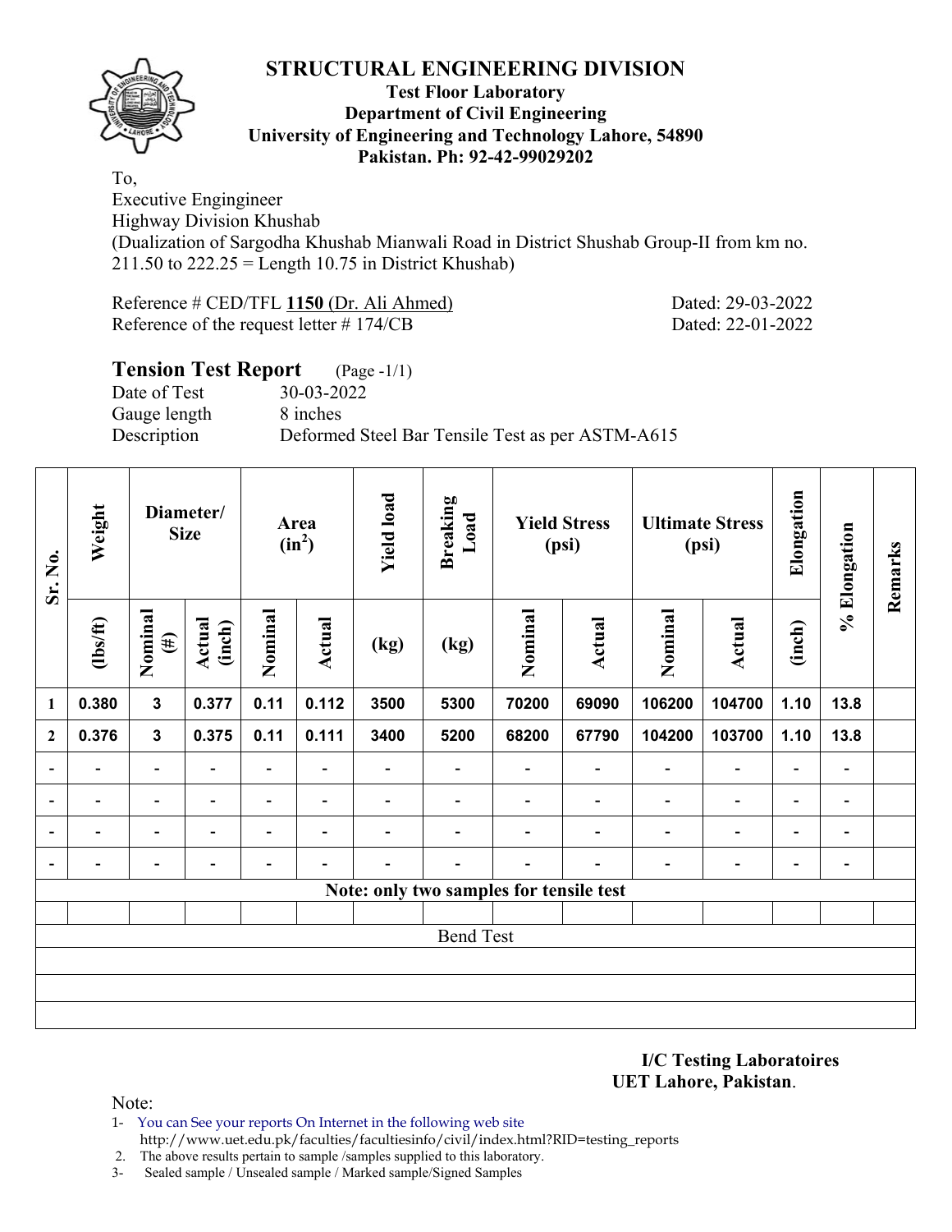# STRUCTURAL ENGINEERING DIVISION

**Test Floor Laboratory**
**Department of Civil Engineering**
**University of Engineering and Technology Lahore, 54890**
**Pakistan. Ph: 92-42-99029202**

To,
Executive Engingineer
Highway Division Khushab
(Dualization of Sargodha Khushab Mianwali Road in District Shushab Group-II from km no. 211.50 to 222.25 = Length 10.75 in District Khushab)

Reference # CED/TFL **1150** (Dr. Ali Ahmed) Dated: 29-03-2022
Reference of the request letter # 174/CB Dated: 22-01-2022

## Tension Test Report (Page -1/1)

Date of Test 30-03-2022
Gauge length 8 inches
Description Deformed Steel Bar Tensile Test as per ASTM-A615

| Sr. No. | Weight | Diameter/ Size | | Area ($in^2$) | | Yield load | Breaking Load | Yield Stress (psi) | | Ultimate Stress (psi) | | Elongation | % Elongation | Remarks |
|---|---|---|---|---|---|---|---|---|---|---|---|---|---|---|
| | (lbs/ft) | Nominal (#) | Actual (inch) | Nominal | Actual | (kg) | (kg) | Nominal | Actual | Nominal | Actual | (inch) | | |
| 1 | 0.380 | 3 | 0.377 | 0.11 | 0.112 | 3500 | 5300 | 70200 | 69090 | 106200 | 104700 | 1.10 | 13.8 | |
| 2 | 0.376 | 3 | 0.375 | 0.11 | 0.111 | 3400 | 5200 | 68200 | 67790 | 104200 | 103700 | 1.10 | 13.8 | |
| - | - | - | - | - | - | - | - | - | - | - | - | - | - | |
| - | - | - | - | - | - | - | - | - | - | - | - | - | - | |
| - | - | - | - | - | - | - | - | - | - | - | - | - | - | |
| - | - | - | - | - | - | - | - | - | - | - | - | - | - | |
| Note: only two samples for tensile test | | | | | | | | | | | | | | |
| Bend Test | | | | | | | | | | | | | | |

**I/C Testing Laboratoires**
**UET Lahore, Pakistan**.

Note:
1- You can See your reports On Internet in the following web site
http://www.uet.edu.pk/faculties/facultiesinfo/civil/index.html?RID=testing_reports
2. The above results pertain to sample /samples supplied to this laboratory.
3- Sealed sample / Unsealed sample / Marked sample/Signed Samples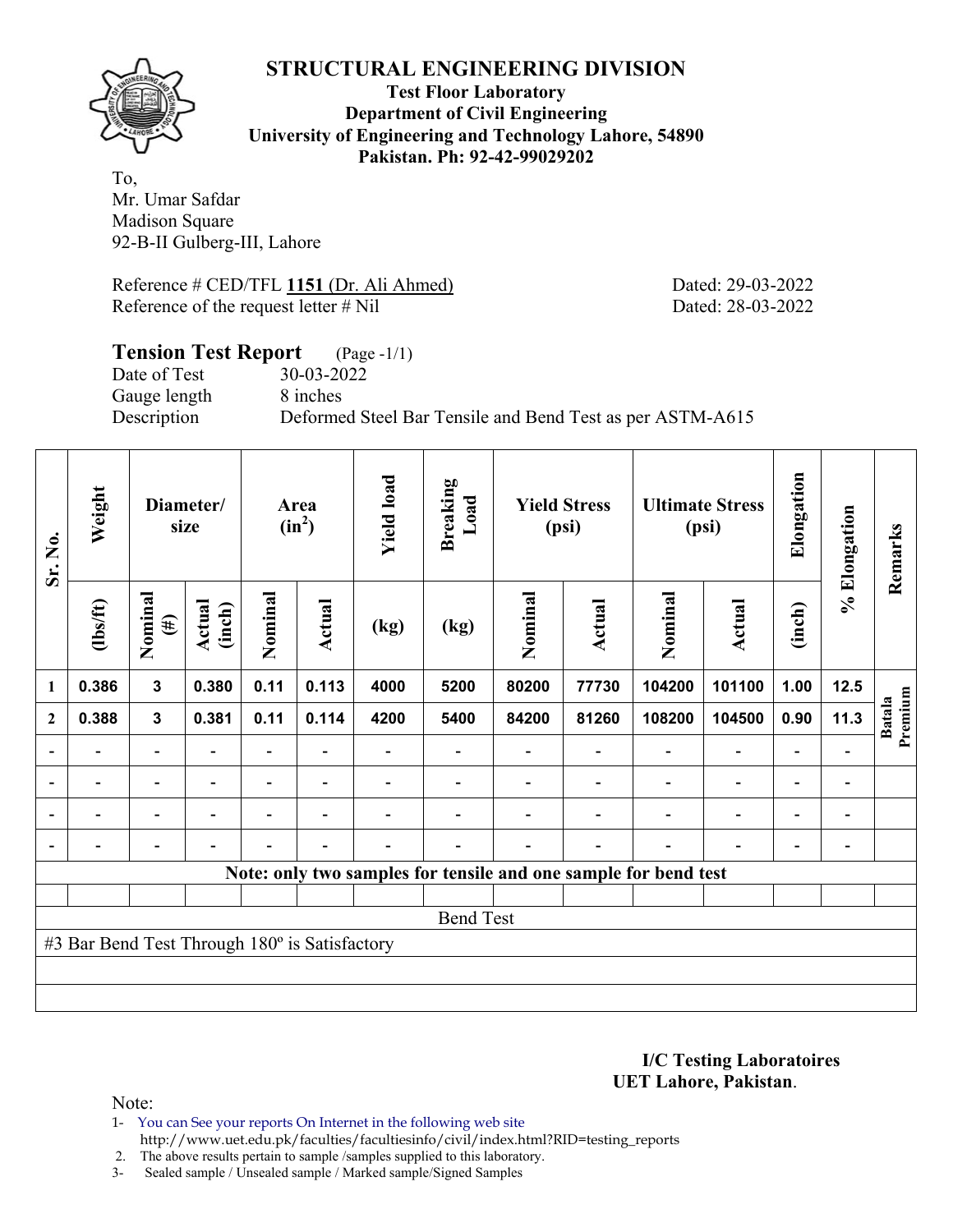# STRUCTURAL ENGINEERING DIVISION

**Test Floor Laboratory**
**Department of Civil Engineering**
**University of Engineering and Technology Lahore, 54890**
**Pakistan. Ph: 92-42-99029202**

To,
Mr. Umar Safdar
Madison Square
92-B-II Gulberg-III, Lahore

Reference # CED/TFL **1151** (Dr. Ali Ahmed) Dated: 29-03-2022
Reference of the request letter # Nil Dated: 28-03-2022

## Tension Test Report (Page -1/1)

Date of Test 30-03-2022
Gauge length 8 inches
Description Deformed Steel Bar Tensile and Bend Test as per ASTM-A615

| Sr. No. | Weight | Diameter/ size | | Area ($in^2$) | | Yield load | Breaking Load | Yield Stress (psi) | | Ultimate Stress (psi) | | Elongation | % Elongation | Remarks |
|---|---|---|---|---|---|---|---|---|---|---|---|---|---|---|
| | (lbs/ft) | Nominal (#) | Actual (inch) | Nominal | Actual | (kg) | (kg) | Nominal | Actual | Nominal | Actual | (inch) | | |
| 1 | 0.386 | 3 | 0.380 | 0.11 | 0.113 | 4000 | 5200 | 80200 | 77730 | 104200 | 101100 | 1.00 | 12.5 | Batala Premium |
| 2 | 0.388 | 3 | 0.381 | 0.11 | 0.114 | 4200 | 5400 | 84200 | 81260 | 108200 | 104500 | 0.90 | 11.3 | |
| - | - | - | - | - | - | - | - | - | - | - | - | - | - | |
| - | - | - | - | - | - | - | - | - | - | - | - | - | - | |
| - | - | - | - | - | - | - | - | - | - | - | - | - | - | |
| - | - | - | - | - | - | - | - | - | - | - | - | - | - | |
| Note: only two samples for tensile and one sample for bend test | | | | | | | | | | | | | | |
| Bend Test | | | | | | | | | | | | | | |
| #3 Bar Bend Test Through 180º is Satisfactory | | | | | | | | | | | | | | |

**I/C Testing Laboratoires**
**UET Lahore, Pakistan**.

Note:
1- You can See your reports On Internet in the following web site
http://www.uet.edu.pk/faculties/facultiesinfo/civil/index.html?RID=testing_reports
2. The above results pertain to sample /samples supplied to this laboratory.
3- Sealed sample / Unsealed sample / Marked sample/Signed Samples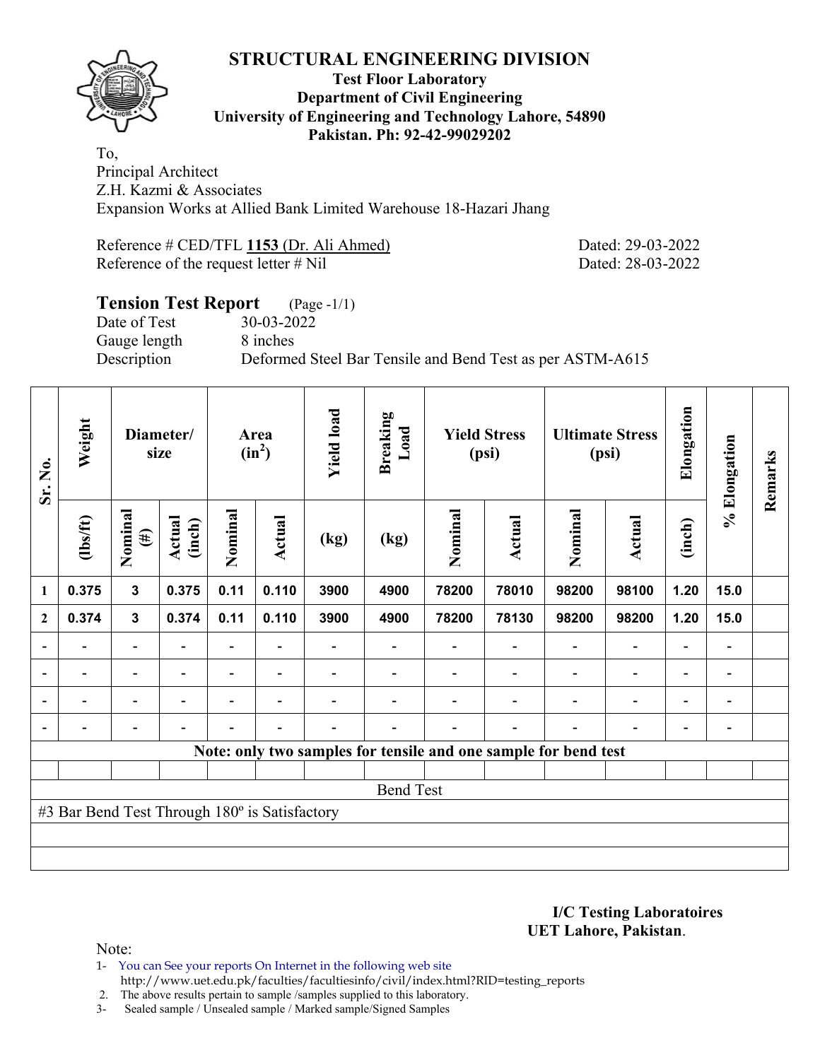# STRUCTURAL ENGINEERING DIVISION

**Test Floor Laboratory**
**Department of Civil Engineering**
**University of Engineering and Technology Lahore, 54890**
**Pakistan. Ph: 92-42-99029202**

To,
Principal Architect
Z.H. Kazmi & Associates
Expansion Works at Allied Bank Limited Warehouse 18-Hazari Jhang

Reference # CED/TFL **1153** (Dr. Ali Ahmed) Dated: 29-03-2022
Reference of the request letter # Nil Dated: 28-03-2022

## Tension Test Report (Page -1/1)

Date of Test 30-03-2022
Gauge length 8 inches
Description Deformed Steel Bar Tensile and Bend Test as per ASTM-A615

| Sr. No. | Weight | Diameter/ size | | Area ($in^2$) | | Yield load | Breaking Load | Yield Stress (psi) | | Ultimate Stress (psi) | | Elongation | % Elongation | Remarks |
|---|---|---|---|---|---|---|---|---|---|---|---|---|---|---|
| | (lbs/ft) | Nominal (#) | Actual (inch) | Nominal | Actual | (kg) | (kg) | Nominal | Actual | Nominal | Actual | (inch) | | |
| 1 | 0.375 | 3 | 0.375 | 0.11 | 0.110 | 3900 | 4900 | 78200 | 78010 | 98200 | 98100 | 1.20 | 15.0 | |
| 2 | 0.374 | 3 | 0.374 | 0.11 | 0.110 | 3900 | 4900 | 78200 | 78130 | 98200 | 98200 | 1.20 | 15.0 | |
| - | - | - | - | - | - | - | - | - | - | - | - | - | - | |
| - | - | - | - | - | - | - | - | - | - | - | - | - | - | |
| - | - | - | - | - | - | - | - | - | - | - | - | - | - | |
| - | - | - | - | - | - | - | - | - | - | - | - | - | - | |
| Note: only two samples for tensile and one sample for bend test | | | | | | | | | | | | | | |
| Bend Test | | | | | | | | | | | | | | |
| #3 Bar Bend Test Through 180º is Satisfactory | | | | | | | | | | | | | | |

**I/C Testing Laboratoires**
**UET Lahore, Pakistan**.

Note:
1- You can See your reports On Internet in the following web site
http://www.uet.edu.pk/faculties/facultiesinfo/civil/index.html?RID=testing_reports
2. The above results pertain to sample /samples supplied to this laboratory.
3- Sealed sample / Unsealed sample / Marked sample/Signed Samples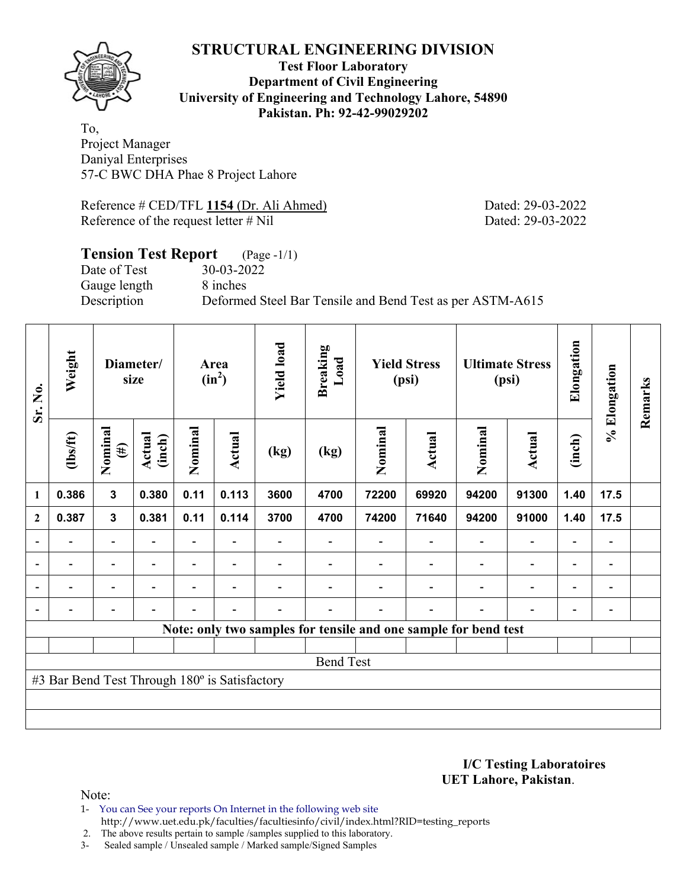# STRUCTURAL ENGINEERING DIVISION

**Test Floor Laboratory**
**Department of Civil Engineering**
**University of Engineering and Technology Lahore, 54890**
**Pakistan. Ph: 92-42-99029202**

To,
Project Manager
Daniyal Enterprises
57-C BWC DHA Phae 8 Project Lahore

Reference # CED/TFL **1154** (Dr. Ali Ahmed) Dated: 29-03-2022
Reference of the request letter # Nil Dated: 29-03-2022

## Tension Test Report (Page -1/1)

Date of Test 30-03-2022
Gauge length 8 inches
Description Deformed Steel Bar Tensile and Bend Test as per ASTM-A615

| Sr. No. | Weight | Diameter/ size | | Area ($in^2$) | | Yield load | Breaking Load | Yield Stress (psi) | | Ultimate Stress (psi) | | Elongation | % Elongation | Remarks |
|---|---|---|---|---|---|---|---|---|---|---|---|---|---|---|
| | (lbs/ft) | Nominal (#) | Actual (inch) | Nominal | Actual | (kg) | (kg) | Nominal | Actual | Nominal | Actual | (inch) | | |
| 1 | 0.386 | 3 | 0.380 | 0.11 | 0.113 | 3600 | 4700 | 72200 | 69920 | 94200 | 91300 | 1.40 | 17.5 | |
| 2 | 0.387 | 3 | 0.381 | 0.11 | 0.114 | 3700 | 4700 | 74200 | 71640 | 94200 | 91000 | 1.40 | 17.5 | |
| - | - | - | - | - | - | - | - | - | - | - | - | - | - | |
| - | - | - | - | - | - | - | - | - | - | - | - | - | - | |
| - | - | - | - | - | - | - | - | - | - | - | - | - | - | |
| - | - | - | - | - | - | - | - | - | - | - | - | - | - | |
| Note: only two samples for tensile and one sample for bend test | | | | | | | | | | | | | | |
| Bend Test | | | | | | | | | | | | | | |
| #3 Bar Bend Test Through 180º is Satisfactory | | | | | | | | | | | | | | |

**I/C Testing Laboratoires**
**UET Lahore, Pakistan**.

Note:
1- You can See your reports On Internet in the following web site
http://www.uet.edu.pk/faculties/facultiesinfo/civil/index.html?RID=testing_reports
2. The above results pertain to sample /samples supplied to this laboratory.
3- Sealed sample / Unsealed sample / Marked sample/Signed Samples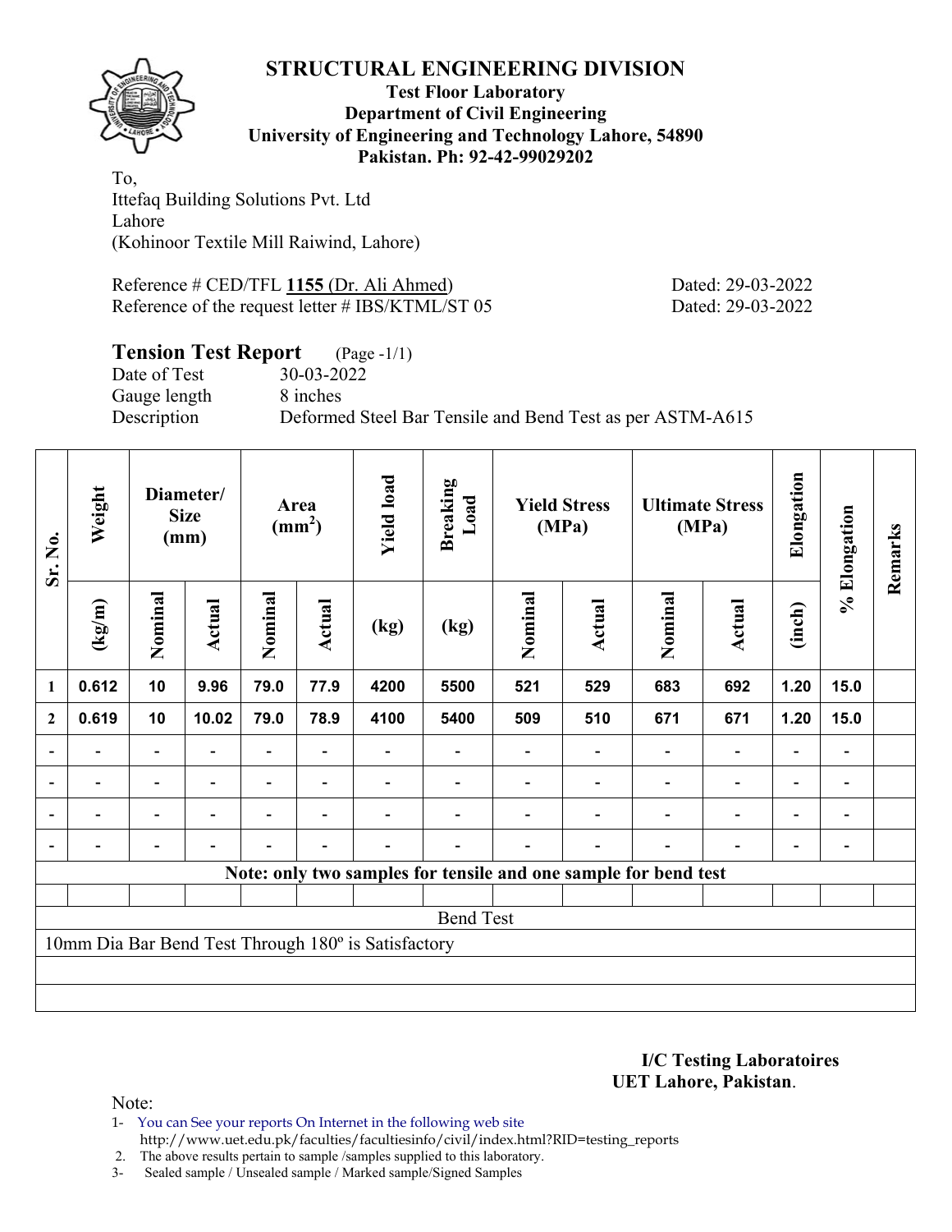# STRUCTURAL ENGINEERING DIVISION

**Test Floor Laboratory**
**Department of Civil Engineering**
**University of Engineering and Technology Lahore, 54890**
**Pakistan. Ph: 92-42-99029202**

To,
Ittefaq Building Solutions Pvt. Ltd
Lahore
(Kohinoor Textile Mill Raiwind, Lahore)

Reference # CED/TFL **1155** (Dr. Ali Ahmed) Dated: 29-03-2022
Reference of the request letter # IBS/KTML/ST 05 Dated: 29-03-2022

## Tension Test Report (Page -1/1)

Date of Test 30-03-2022
Gauge length 8 inches
Description Deformed Steel Bar Tensile and Bend Test as per ASTM-A615

| Sr. No. | Weight | Diameter/ Size (mm) | | Area ($mm^2$) | | Yield load | Breaking Load | Yield Stress (MPa) | | Ultimate Stress (MPa) | | Elongation | % Elongation | Remarks |
|---|---|---|---|---|---|---|---|---|---|---|---|---|---|---|
| | (kg/m) | Nominal | Actual | Nominal | Actual | (kg) | (kg) | Nominal | Actual | Nominal | Actual | (inch) | | |
| 1 | 0.612 | 10 | 9.96 | 79.0 | 77.9 | 4200 | 5500 | 521 | 529 | 683 | 692 | 1.20 | 15.0 | |
| 2 | 0.619 | 10 | 10.02 | 79.0 | 78.9 | 4100 | 5400 | 509 | 510 | 671 | 671 | 1.20 | 15.0 | |
| - | - | - | - | - | - | - | - | - | - | - | - | - | - | |
| - | - | - | - | - | - | - | - | - | - | - | - | - | - | |
| - | - | - | - | - | - | - | - | - | - | - | - | - | - | |
| - | - | - | - | - | - | - | - | - | - | - | - | - | - | |

**Note: only two samples for tensile and one sample for bend test**

Bend Test

10mm Dia Bar Bend Test Through 180º is Satisfactory

**I/C Testing Laboratoires**
**UET Lahore, Pakistan**.

Note:

1- You can See your reports On Internet in the following web site
http://www.uet.edu.pk/faculties/facultiesinfo/civil/index.html?RID=testing_reports
2. The above results pertain to sample /samples supplied to this laboratory.
3- Sealed sample / Unsealed sample / Marked sample/Signed Samples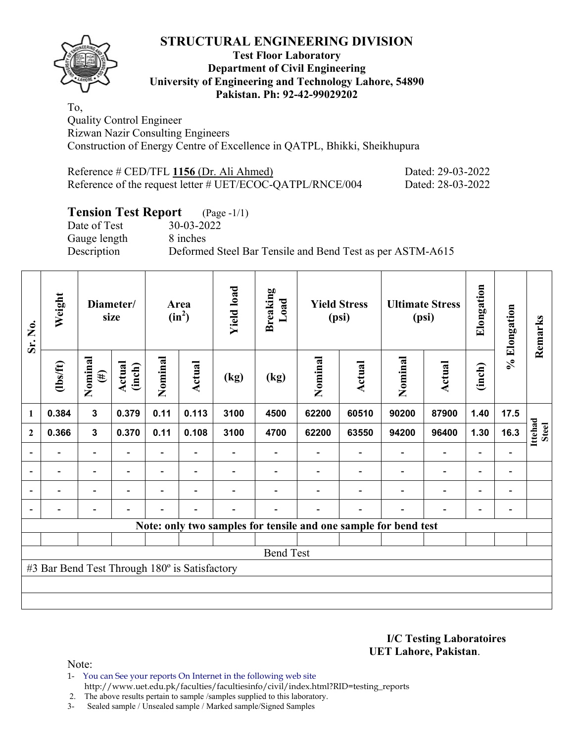# STRUCTURAL ENGINEERING DIVISION

**Test Floor Laboratory**
**Department of Civil Engineering**
**University of Engineering and Technology Lahore, 54890**
**Pakistan. Ph: 92-42-99029202**

To,
Quality Control Engineer
Rizwan Nazir Consulting Engineers
Construction of Energy Centre of Excellence in QATPL, Bhikki, Sheikhupura

Reference # CED/TFL **1156** (Dr. Ali Ahmed) Dated: 29-03-2022
Reference of the request letter # UET/ECOC-QATPL/RNCE/004 Dated: 28-03-2022

## Tension Test Report (Page -1/1)

Date of Test 30-03-2022
Gauge length 8 inches
Description Deformed Steel Bar Tensile and Bend Test as per ASTM-A615

| Sr. No. | Weight | Diameter/ size | | Area ($in^2$) | | Yield load | Breaking Load | Yield Stress (psi) | | Ultimate Stress (psi) | | Elongation | % Elongation | Remarks |
|---|---|---|---|---|---|---|---|---|---|---|---|---|---|---|
| | (lbs/ft) | Nominal (#) | Actual (inch) | Nominal | Actual | (kg) | (kg) | Nominal | Actual | Nominal | Actual | (inch) | | |
| 1 | 0.384 | 3 | 0.379 | 0.11 | 0.113 | 3100 | 4500 | 62200 | 60510 | 90200 | 87900 | 1.40 | 17.5 | Ittehad Steel |
| 2 | 0.366 | 3 | 0.370 | 0.11 | 0.108 | 3100 | 4700 | 62200 | 63550 | 94200 | 96400 | 1.30 | 16.3 | |
| - | - | - | - | - | - | - | - | - | - | - | - | - | - | |
| - | - | - | - | - | - | - | - | - | - | - | - | - | - | |
| - | - | - | - | - | - | - | - | - | - | - | - | - | - | |
| - | - | - | - | - | - | - | - | - | - | - | - | - | - | |

**Note: only two samples for tensile and one sample for bend test**

Bend Test

#3 Bar Bend Test Through 180º is Satisfactory

**I/C Testing Laboratoires**
**UET Lahore, Pakistan**.

Note:
1- You can See your reports On Internet in the following web site
http://www.uet.edu.pk/faculties/facultiesinfo/civil/index.html?RID=testing_reports
2. The above results pertain to sample /samples supplied to this laboratory.
3- Sealed sample / Unsealed sample / Marked sample/Signed Samples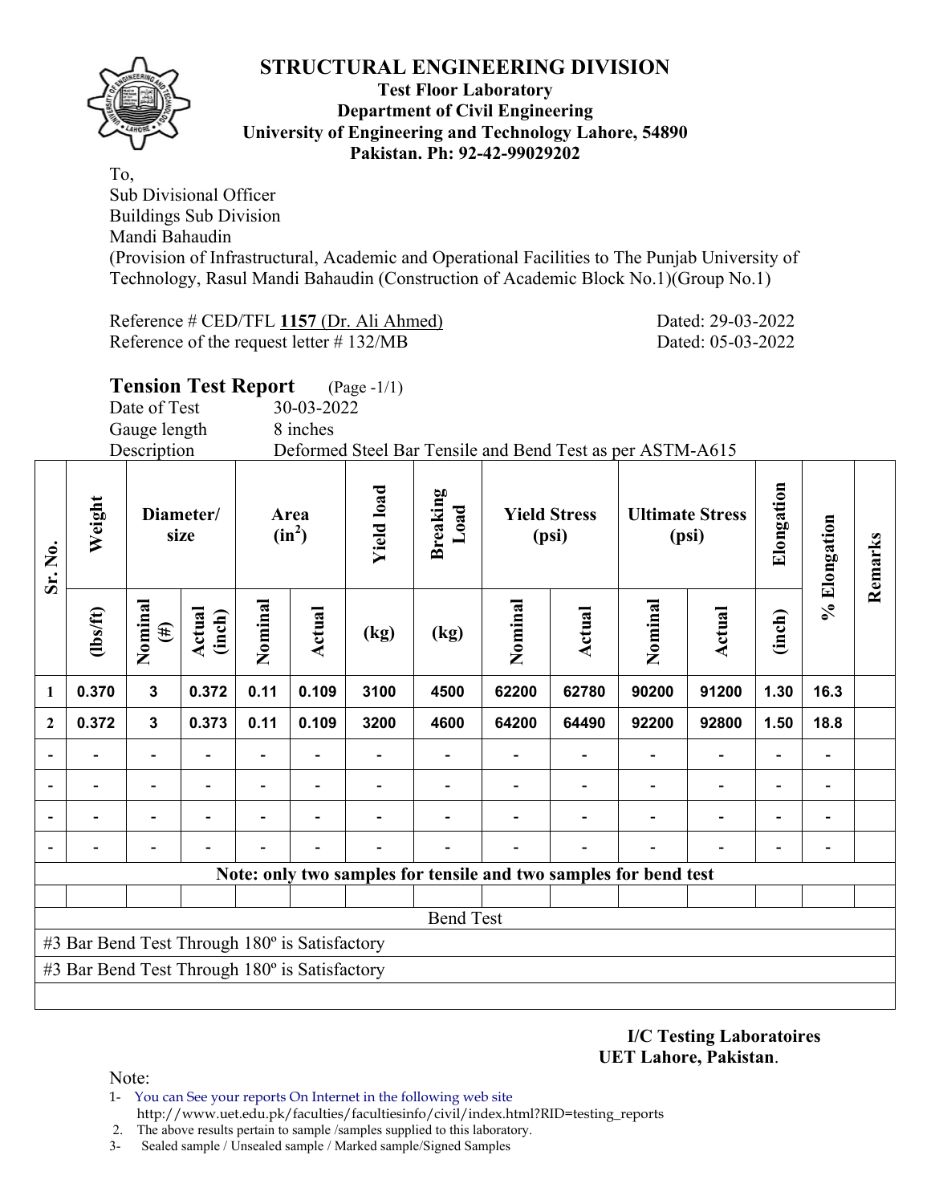# STRUCTURAL ENGINEERING DIVISION

**Test Floor Laboratory**
**Department of Civil Engineering**
**University of Engineering and Technology Lahore, 54890**
**Pakistan. Ph: 92-42-99029202**

To,
Sub Divisional Officer
Buildings Sub Division
Mandi Bahaudin
(Provision of Infrastructural, Academic and Operational Facilities to The Punjab University of Technology, Rasul Mandi Bahaudin (Construction of Academic Block No.1)(Group No.1)

Reference # CED/TFL **1157** (Dr. Ali Ahmed) Dated: 29-03-2022
Reference of the request letter # 132/MB Dated: 05-03-2022

## Tension Test Report (Page -1/1)

Date of Test 30-03-2022
Gauge length 8 inches
Description Deformed Steel Bar Tensile and Bend Test as per ASTM-A615

| Sr. No. | Weight | Diameter/ size | | Area ($in^2$) | | Yield load | Breaking Load | Yield Stress (psi) | | Ultimate Stress (psi) | | Elongation | % Elongation | Remarks |
|---|---|---|---|---|---|---|---|---|---|---|---|---|---|---|
| | (lbs/ft) | Nominal (#) | Actual (inch) | Nominal | Actual | (kg) | (kg) | Nominal | Actual | Nominal | Actual | (inch) | | |
| 1 | 0.370 | 3 | 0.372 | 0.11 | 0.109 | 3100 | 4500 | 62200 | 62780 | 90200 | 91200 | 1.30 | 16.3 | |
| 2 | 0.372 | 3 | 0.373 | 0.11 | 0.109 | 3200 | 4600 | 64200 | 64490 | 92200 | 92800 | 1.50 | 18.8 | |
| - | - | - | - | - | - | - | - | - | - | - | - | - | - | |
| - | - | - | - | - | - | - | - | - | - | - | - | - | - | |
| - | - | - | - | - | - | - | - | - | - | - | - | - | - | |
| - | - | - | - | - | - | - | - | - | - | - | - | - | - | |
| **Note: only two samples for tensile and two samples for bend test** | | | | | | | | | | | | | | |
| Bend Test | | | | | | | | | | | | | | |
| #3 Bar Bend Test Through 180º is Satisfactory | | | | | | | | | | | | | | |
| #3 Bar Bend Test Through 180º is Satisfactory | | | | | | | | | | | | | | |

**I/C Testing Laboratoires**
**UET Lahore, Pakistan**.

Note:
1- You can See your reports On Internet in the following web site
http://www.uet.edu.pk/faculties/facultiesinfo/civil/index.html?RID=testing_reports
2. The above results pertain to sample /samples supplied to this laboratory.
3- Sealed sample / Unsealed sample / Marked sample/Signed Samples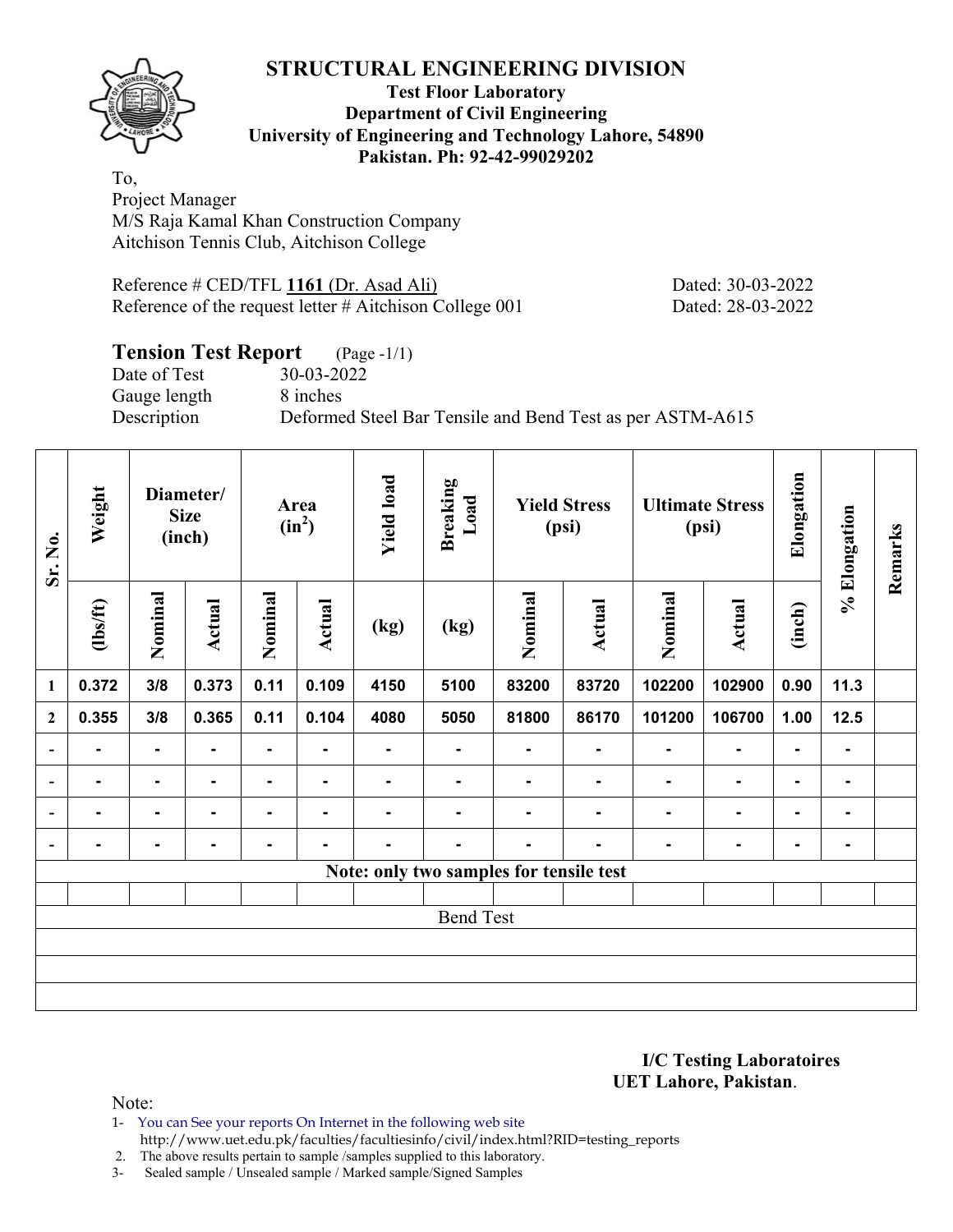# STRUCTURAL ENGINEERING DIVISION

**Test Floor Laboratory**
**Department of Civil Engineering**
**University of Engineering and Technology Lahore, 54890**
**Pakistan. Ph: 92-42-99029202**

To,
Project Manager
M/S Raja Kamal Khan Construction Company
Aitchison Tennis Club, Aitchison College

Reference # CED/TFL **1161** (Dr. Asad Ali) — Dated: 30-03-2022
Reference of the request letter # Aitchison College 001 — Dated: 28-03-2022

## Tension Test Report (Page -1/1)

Date of Test: 30-03-2022
Gauge length: 8 inches
Description: Deformed Steel Bar Tensile and Bend Test as per ASTM-A615

| Sr. No. | Weight | Diameter/ Size (inch) | | Area ($in^2$) | | Yield load | Breaking Load | Yield Stress (psi) | | Ultimate Stress (psi) | | Elongation | % Elongation | Remarks |
|---|---|---|---|---|---|---|---|---|---|---|---|---|---|---|
| | (lbs/ft) | Nominal | Actual | Nominal | Actual | (kg) | (kg) | Nominal | Actual | Nominal | Actual | (inch) | | |
| 1 | 0.372 | 3/8 | 0.373 | 0.11 | 0.109 | 4150 | 5100 | 83200 | 83720 | 102200 | 102900 | 0.90 | 11.3 | |
| 2 | 0.355 | 3/8 | 0.365 | 0.11 | 0.104 | 4080 | 5050 | 81800 | 86170 | 101200 | 106700 | 1.00 | 12.5 | |
| - | - | - | - | - | - | - | - | - | - | - | - | - | - | |
| - | - | - | - | - | - | - | - | - | - | - | - | - | - | |
| - | - | - | - | - | - | - | - | - | - | - | - | - | - | |
| - | - | - | - | - | - | - | - | - | - | - | - | - | - | |
| **Note: only two samples for tensile test** | | | | | | | | | | | | | | |
| | | | | | | | | | | | | | | |
| Bend Test | | | | | | | | | | | | | | |

**I/C Testing Laboratoires**
**UET Lahore, Pakistan.**

Note:
1- You can See your reports On Internet in the following web site http://www.uet.edu.pk/faculties/facultiesinfo/civil/index.html?RID=testing_reports
2. The above results pertain to sample /samples supplied to this laboratory.
3- Sealed sample / Unsealed sample / Marked sample/Signed Samples